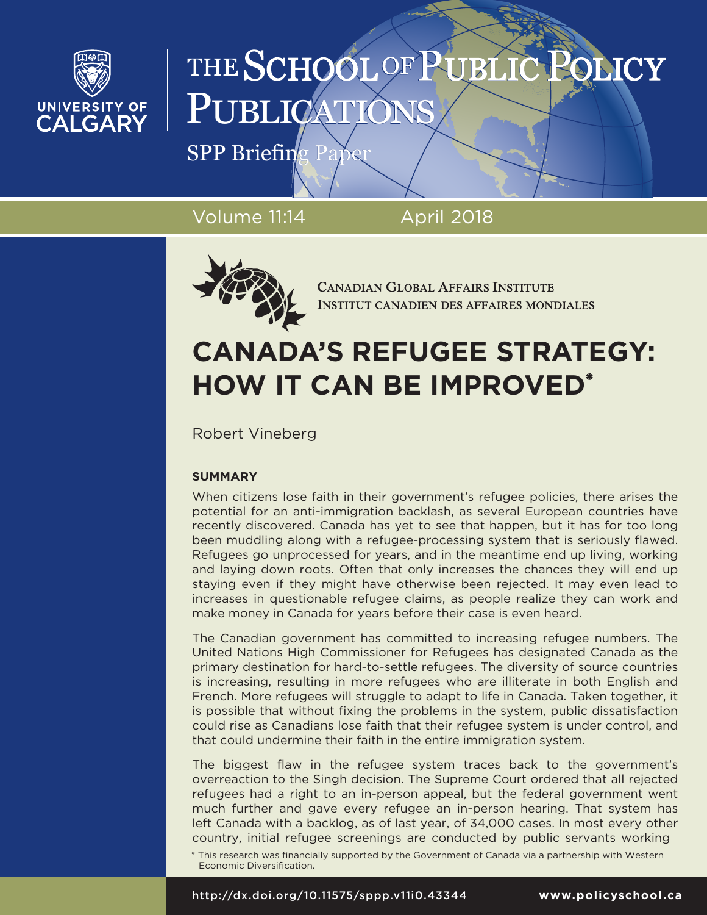# THE SCHOOL OF PUBLIC POLICY PUBLICATIONS

SPP Briefing Paper

Volume 11:14 April 2018

CANADIAN GLOBAL AFFAIRS INSTITUTE
INSTITUT CANADIEN DES AFFAIRES MONDIALES

# CANADA'S REFUGEE STRATEGY: HOW IT CAN BE IMPROVED*

Robert Vineberg

## SUMMARY

When citizens lose faith in their government's refugee policies, there arises the potential for an anti-immigration backlash, as several European countries have recently discovered. Canada has yet to see that happen, but it has for too long been muddling along with a refugee-processing system that is seriously flawed. Refugees go unprocessed for years, and in the meantime end up living, working and laying down roots. Often that only increases the chances they will end up staying even if they might have otherwise been rejected. It may even lead to increases in questionable refugee claims, as people realize they can work and make money in Canada for years before their case is even heard.

The Canadian government has committed to increasing refugee numbers. The United Nations High Commissioner for Refugees has designated Canada as the primary destination for hard-to-settle refugees. The diversity of source countries is increasing, resulting in more refugees who are illiterate in both English and French. More refugees will struggle to adapt to life in Canada. Taken together, it is possible that without fixing the problems in the system, public dissatisfaction could rise as Canadians lose faith that their refugee system is under control, and that could undermine their faith in the entire immigration system.

The biggest flaw in the refugee system traces back to the government's overreaction to the Singh decision. The Supreme Court ordered that all rejected refugees had a right to an in-person appeal, but the federal government went much further and gave every refugee an in-person hearing. That system has left Canada with a backlog, as of last year, of 34,000 cases. In most every other country, initial refugee screenings are conducted by public servants working

\* This research was financially supported by the Government of Canada via a partnership with Western Economic Diversification.

http://dx.doi.org/10.11575/sppp.v11i0.43344 www.policyschool.ca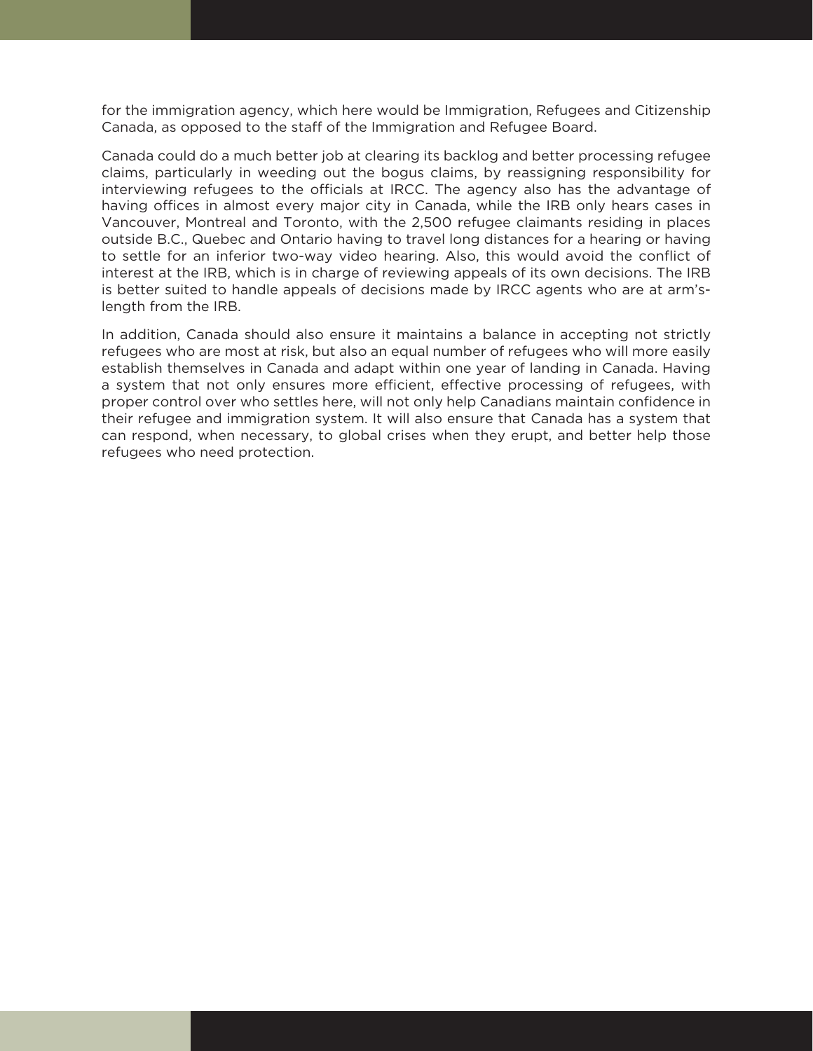for the immigration agency, which here would be Immigration, Refugees and Citizenship Canada, as opposed to the staff of the Immigration and Refugee Board.

Canada could do a much better job at clearing its backlog and better processing refugee claims, particularly in weeding out the bogus claims, by reassigning responsibility for interviewing refugees to the officials at IRCC. The agency also has the advantage of having offices in almost every major city in Canada, while the IRB only hears cases in Vancouver, Montreal and Toronto, with the 2,500 refugee claimants residing in places outside B.C., Quebec and Ontario having to travel long distances for a hearing or having to settle for an inferior two-way video hearing. Also, this would avoid the conflict of interest at the IRB, which is in charge of reviewing appeals of its own decisions. The IRB is better suited to handle appeals of decisions made by IRCC agents who are at arm's-length from the IRB.

In addition, Canada should also ensure it maintains a balance in accepting not strictly refugees who are most at risk, but also an equal number of refugees who will more easily establish themselves in Canada and adapt within one year of landing in Canada. Having a system that not only ensures more efficient, effective processing of refugees, with proper control over who settles here, will not only help Canadians maintain confidence in their refugee and immigration system. It will also ensure that Canada has a system that can respond, when necessary, to global crises when they erupt, and better help those refugees who need protection.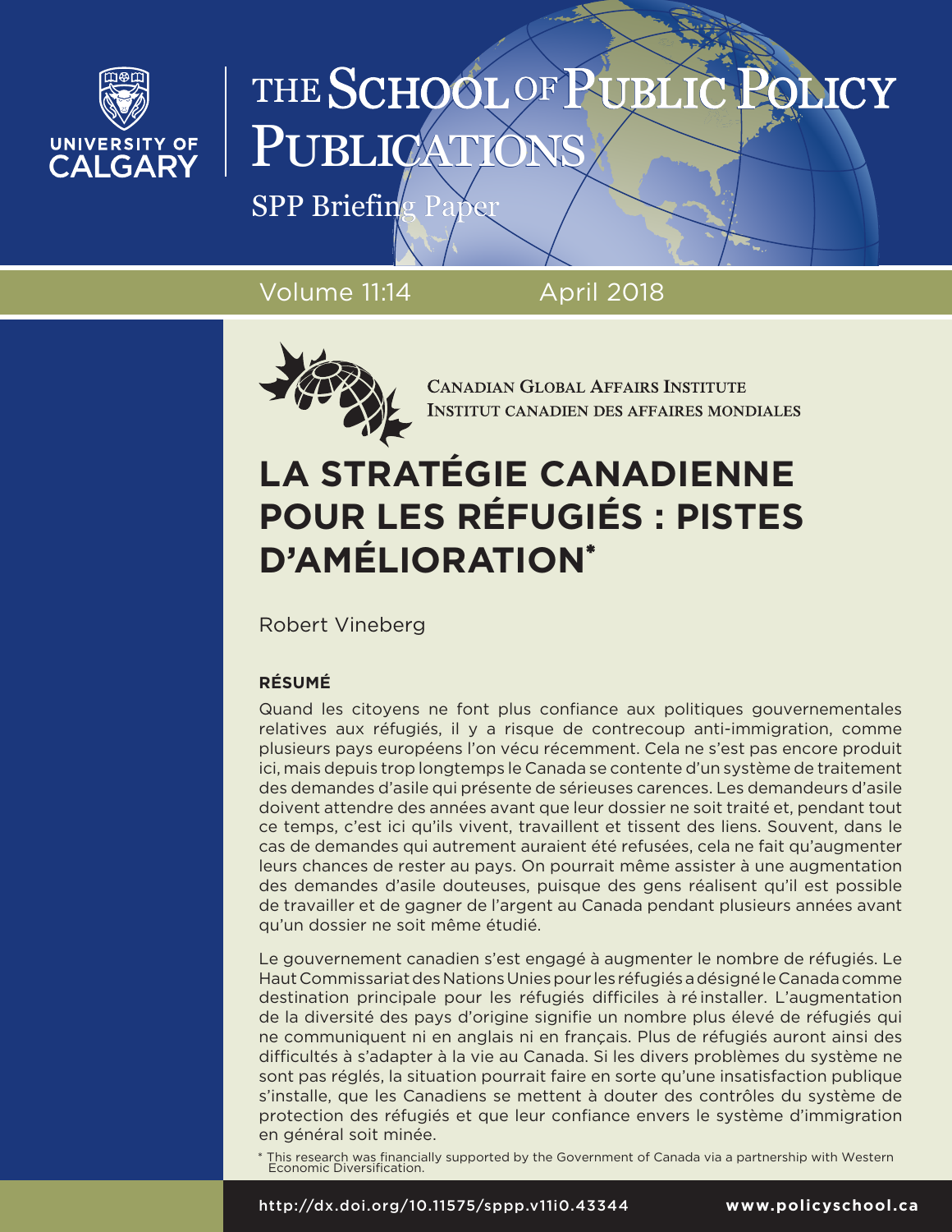# THE SCHOOL OF PUBLIC POLICY PUBLICATIONS

SPP Briefing Paper

Volume 11:14 April 2018

CANADIAN GLOBAL AFFAIRS INSTITUTE
INSTITUT CANADIEN DES AFFAIRES MONDIALES

# LA STRATÉGIE CANADIENNE POUR LES RÉFUGIÉS : PISTES D'AMÉLIORATION*

Robert Vineberg

## RÉSUMÉ

Quand les citoyens ne font plus confiance aux politiques gouvernementales relatives aux réfugiés, il y a risque de contrecoup anti-immigration, comme plusieurs pays européens l'on vécu récemment. Cela ne s'est pas encore produit ici, mais depuis trop longtemps le Canada se contente d'un système de traitement des demandes d'asile qui présente de sérieuses carences. Les demandeurs d'asile doivent attendre des années avant que leur dossier ne soit traité et, pendant tout ce temps, c'est ici qu'ils vivent, travaillent et tissent des liens. Souvent, dans le cas de demandes qui autrement auraient été refusées, cela ne fait qu'augmenter leurs chances de rester au pays. On pourrait même assister à une augmentation des demandes d'asile douteuses, puisque des gens réalisent qu'il est possible de travailler et de gagner de l'argent au Canada pendant plusieurs années avant qu'un dossier ne soit même étudié.

Le gouvernement canadien s'est engagé à augmenter le nombre de réfugiés. Le Haut Commissariat des Nations Unies pour les réfugiés a désigné le Canada comme destination principale pour les réfugiés difficiles à réinstaller. L'augmentation de la diversité des pays d'origine signifie un nombre plus élevé de réfugiés qui ne communiquent ni en anglais ni en français. Plus de réfugiés auront ainsi des difficultés à s'adapter à la vie au Canada. Si les divers problèmes du système ne sont pas réglés, la situation pourrait faire en sorte qu'une insatisfaction publique s'installe, que les Canadiens se mettent à douter des contrôles du système de protection des réfugiés et que leur confiance envers le système d'immigration en général soit minée.

\* This research was financially supported by the Government of Canada via a partnership with Western Economic Diversification.

http://dx.doi.org/10.11575/sppp.v11i0.43344 www.policyschool.ca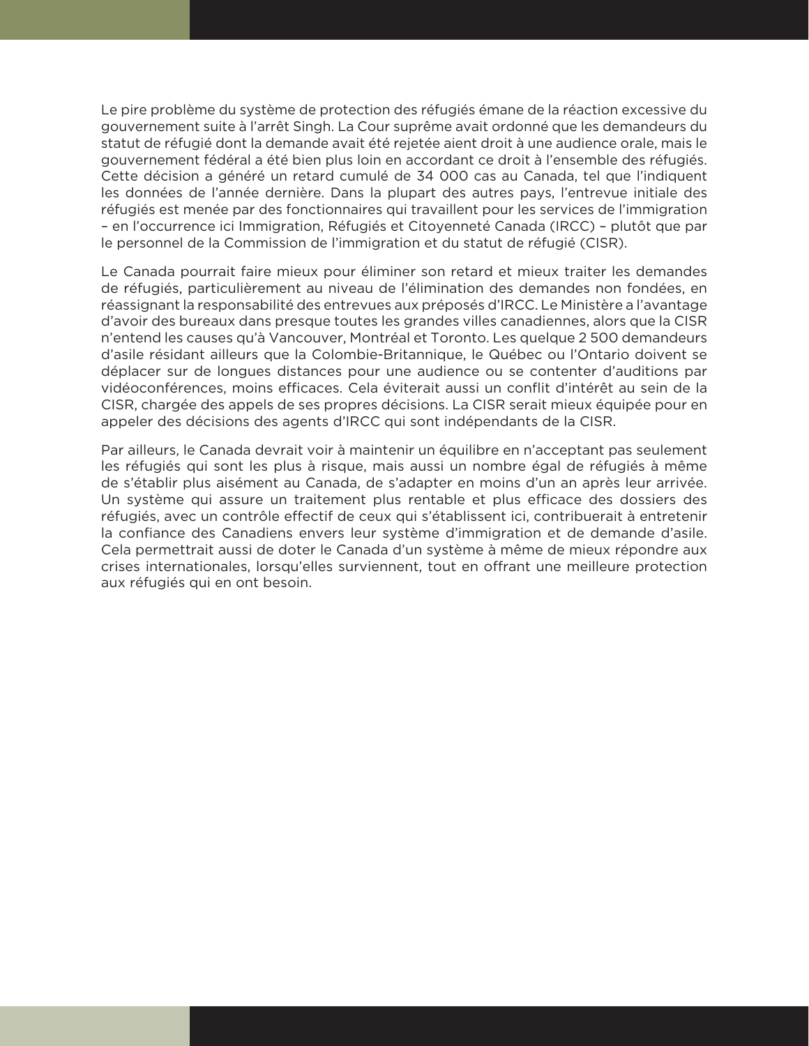Le pire problème du système de protection des réfugiés émane de la réaction excessive du gouvernement suite à l'arrêt Singh. La Cour suprême avait ordonné que les demandeurs du statut de réfugié dont la demande avait été rejetée aient droit à une audience orale, mais le gouvernement fédéral a été bien plus loin en accordant ce droit à l'ensemble des réfugiés. Cette décision a généré un retard cumulé de 34 000 cas au Canada, tel que l'indiquent les données de l'année dernière. Dans la plupart des autres pays, l'entrevue initiale des réfugiés est menée par des fonctionnaires qui travaillent pour les services de l'immigration – en l'occurrence ici Immigration, Réfugiés et Citoyenneté Canada (IRCC) – plutôt que par le personnel de la Commission de l'immigration et du statut de réfugié (CISR).

Le Canada pourrait faire mieux pour éliminer son retard et mieux traiter les demandes de réfugiés, particulièrement au niveau de l'élimination des demandes non fondées, en réassignant la responsabilité des entrevues aux préposés d'IRCC. Le Ministère a l'avantage d'avoir des bureaux dans presque toutes les grandes villes canadiennes, alors que la CISR n'entend les causes qu'à Vancouver, Montréal et Toronto. Les quelque 2 500 demandeurs d'asile résidant ailleurs que la Colombie-Britannique, le Québec ou l'Ontario doivent se déplacer sur de longues distances pour une audience ou se contenter d'auditions par vidéoconférences, moins efficaces. Cela éviterait aussi un conflit d'intérêt au sein de la CISR, chargée des appels de ses propres décisions. La CISR serait mieux équipée pour en appeler des décisions des agents d'IRCC qui sont indépendants de la CISR.

Par ailleurs, le Canada devrait voir à maintenir un équilibre en n'acceptant pas seulement les réfugiés qui sont les plus à risque, mais aussi un nombre égal de réfugiés à même de s'établir plus aisément au Canada, de s'adapter en moins d'un an après leur arrivée. Un système qui assure un traitement plus rentable et plus efficace des dossiers des réfugiés, avec un contrôle effectif de ceux qui s'établissent ici, contribuerait à entretenir la confiance des Canadiens envers leur système d'immigration et de demande d'asile. Cela permettrait aussi de doter le Canada d'un système à même de mieux répondre aux crises internationales, lorsqu'elles surviennent, tout en offrant une meilleure protection aux réfugiés qui en ont besoin.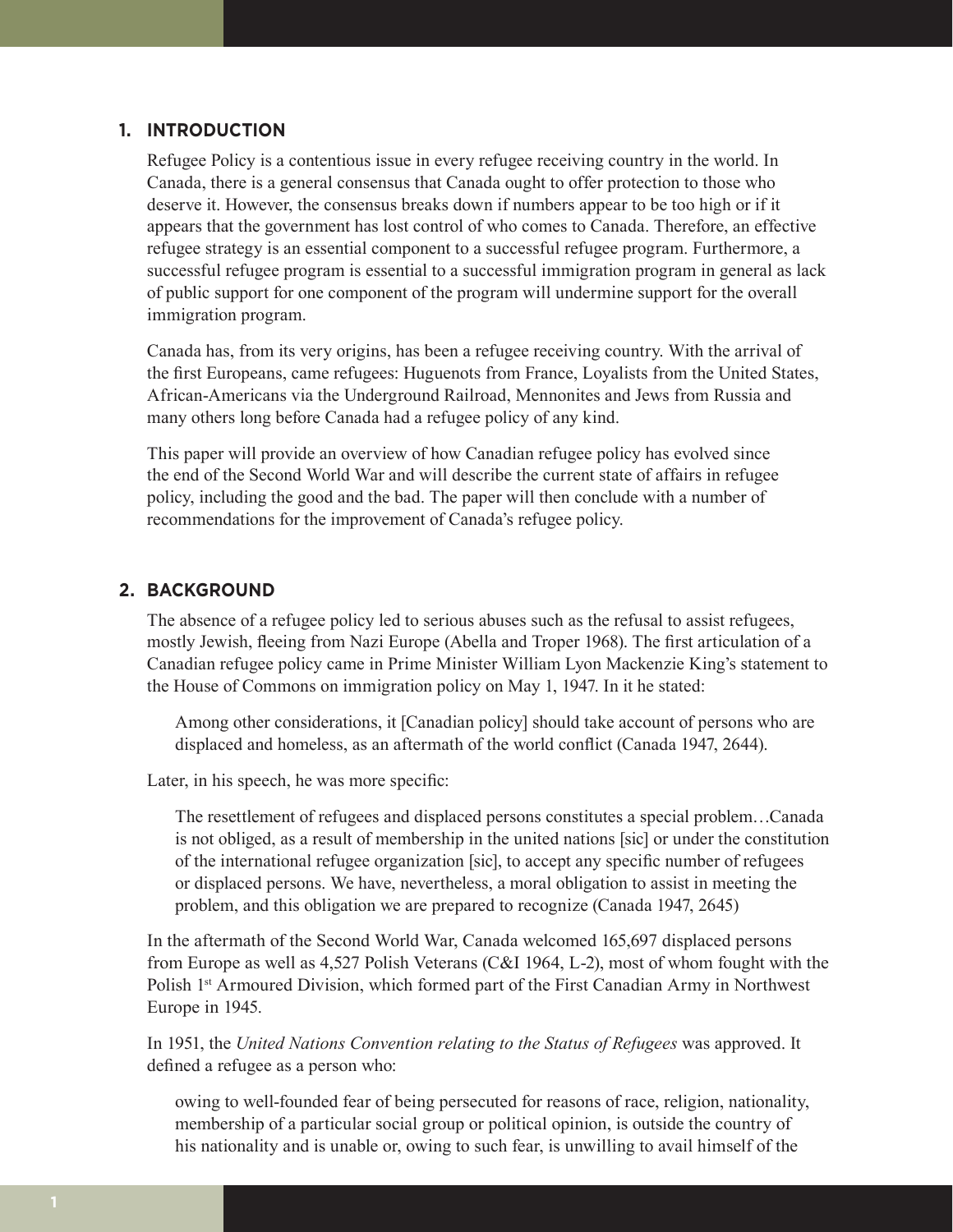## 1. INTRODUCTION

Refugee Policy is a contentious issue in every refugee receiving country in the world. In Canada, there is a general consensus that Canada ought to offer protection to those who deserve it. However, the consensus breaks down if numbers appear to be too high or if it appears that the government has lost control of who comes to Canada. Therefore, an effective refugee strategy is an essential component to a successful refugee program. Furthermore, a successful refugee program is essential to a successful immigration program in general as lack of public support for one component of the program will undermine support for the overall immigration program.

Canada has, from its very origins, has been a refugee receiving country. With the arrival of the first Europeans, came refugees: Huguenots from France, Loyalists from the United States, African-Americans via the Underground Railroad, Mennonites and Jews from Russia and many others long before Canada had a refugee policy of any kind.

This paper will provide an overview of how Canadian refugee policy has evolved since the end of the Second World War and will describe the current state of affairs in refugee policy, including the good and the bad. The paper will then conclude with a number of recommendations for the improvement of Canada's refugee policy.

## 2. BACKGROUND

The absence of a refugee policy led to serious abuses such as the refusal to assist refugees, mostly Jewish, fleeing from Nazi Europe (Abella and Troper 1968). The first articulation of a Canadian refugee policy came in Prime Minister William Lyon Mackenzie King's statement to the House of Commons on immigration policy on May 1, 1947. In it he stated:

> Among other considerations, it [Canadian policy] should take account of persons who are displaced and homeless, as an aftermath of the world conflict (Canada 1947, 2644).

Later, in his speech, he was more specific:

> The resettlement of refugees and displaced persons constitutes a special problem…Canada is not obliged, as a result of membership in the united nations [sic] or under the constitution of the international refugee organization [sic], to accept any specific number of refugees or displaced persons. We have, nevertheless, a moral obligation to assist in meeting the problem, and this obligation we are prepared to recognize (Canada 1947, 2645)

In the aftermath of the Second World War, Canada welcomed 165,697 displaced persons from Europe as well as 4,527 Polish Veterans (C&I 1964, L-2), most of whom fought with the Polish 1st Armoured Division, which formed part of the First Canadian Army in Northwest Europe in 1945.

In 1951, the *United Nations Convention relating to the Status of Refugees* was approved. It defined a refugee as a person who:

> owing to well-founded fear of being persecuted for reasons of race, religion, nationality, membership of a particular social group or political opinion, is outside the country of his nationality and is unable or, owing to such fear, is unwilling to avail himself of the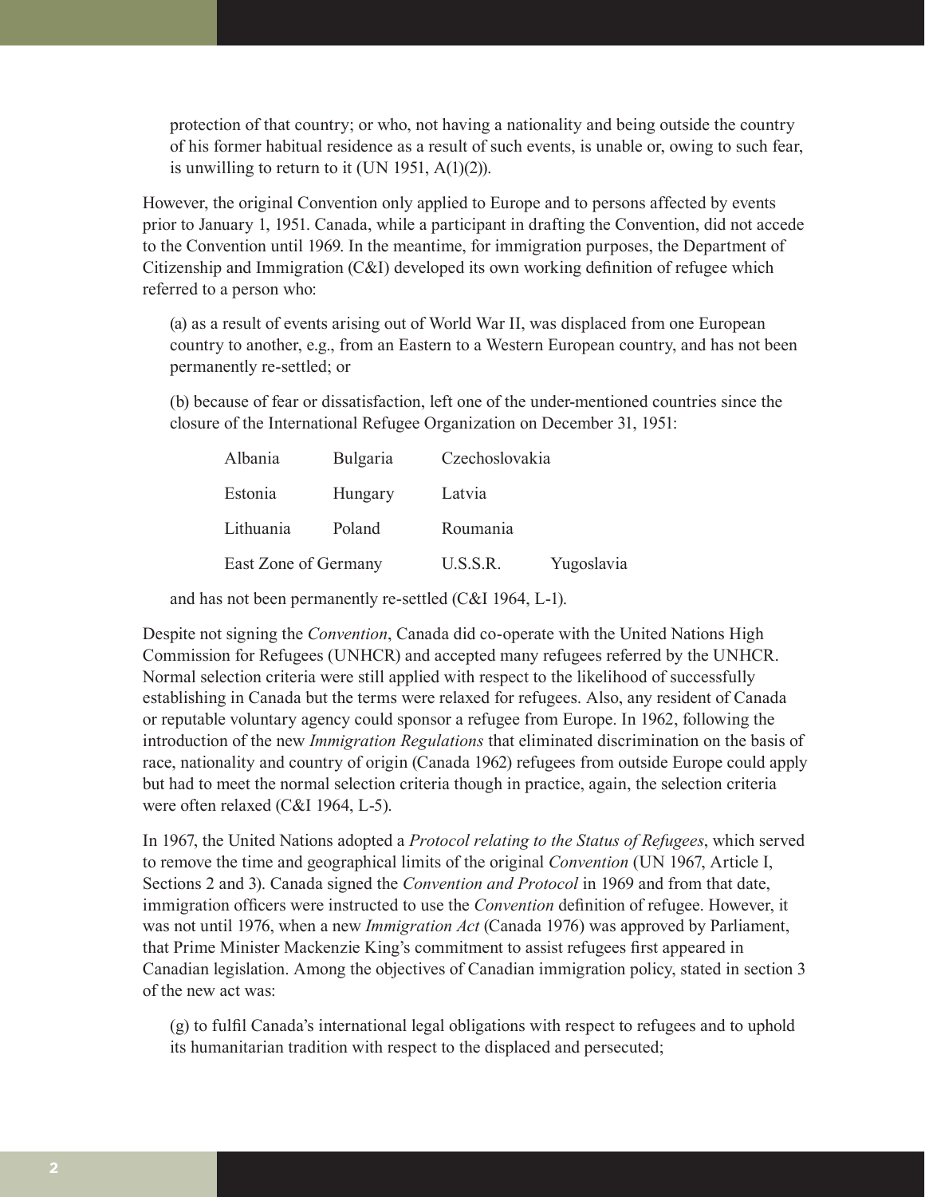protection of that country; or who, not having a nationality and being outside the country of his former habitual residence as a result of such events, is unable or, owing to such fear, is unwilling to return to it (UN 1951, A(1)(2)).

However, the original Convention only applied to Europe and to persons affected by events prior to January 1, 1951. Canada, while a participant in drafting the Convention, did not accede to the Convention until 1969. In the meantime, for immigration purposes, the Department of Citizenship and Immigration (C&I) developed its own working definition of refugee which referred to a person who:

(a) as a result of events arising out of World War II, was displaced from one European country to another, e.g., from an Eastern to a Western European country, and has not been permanently re-settled; or

(b) because of fear or dissatisfaction, left one of the under-mentioned countries since the closure of the International Refugee Organization on December 31, 1951:

| | | | |
|---|---|---|---|
| Albania | Bulgaria | Czechoslovakia | |
| Estonia | Hungary | Latvia | |
| Lithuania | Poland | Roumania | |
| East Zone of Germany | | U.S.S.R. | Yugoslavia |

and has not been permanently re-settled (C&I 1964, L-1).

Despite not signing the *Convention*, Canada did co-operate with the United Nations High Commission for Refugees (UNHCR) and accepted many refugees referred by the UNHCR. Normal selection criteria were still applied with respect to the likelihood of successfully establishing in Canada but the terms were relaxed for refugees. Also, any resident of Canada or reputable voluntary agency could sponsor a refugee from Europe. In 1962, following the introduction of the new *Immigration Regulations* that eliminated discrimination on the basis of race, nationality and country of origin (Canada 1962) refugees from outside Europe could apply but had to meet the normal selection criteria though in practice, again, the selection criteria were often relaxed (C&I 1964, L-5).

In 1967, the United Nations adopted a *Protocol relating to the Status of Refugees*, which served to remove the time and geographical limits of the original *Convention* (UN 1967, Article I, Sections 2 and 3). Canada signed the *Convention and Protocol* in 1969 and from that date, immigration officers were instructed to use the *Convention* definition of refugee. However, it was not until 1976, when a new *Immigration Act* (Canada 1976) was approved by Parliament, that Prime Minister Mackenzie King's commitment to assist refugees first appeared in Canadian legislation. Among the objectives of Canadian immigration policy, stated in section 3 of the new act was:

(g) to fulfil Canada's international legal obligations with respect to refugees and to uphold its humanitarian tradition with respect to the displaced and persecuted;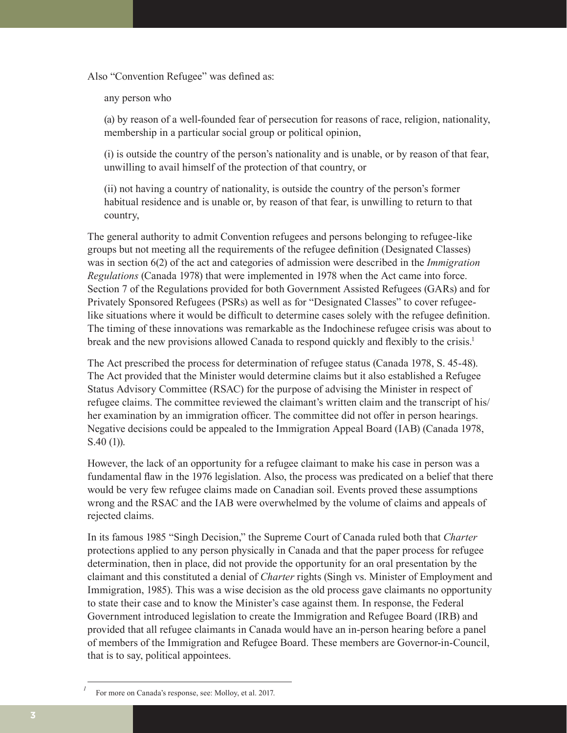Also "Convention Refugee" was defined as:

> any person who
>
> (a) by reason of a well-founded fear of persecution for reasons of race, religion, nationality, membership in a particular social group or political opinion,
>
> (i) is outside the country of the person's nationality and is unable, or by reason of that fear, unwilling to avail himself of the protection of that country, or
>
> (ii) not having a country of nationality, is outside the country of the person's former habitual residence and is unable or, by reason of that fear, is unwilling to return to that country,

The general authority to admit Convention refugees and persons belonging to refugee-like groups but not meeting all the requirements of the refugee definition (Designated Classes) was in section 6(2) of the act and categories of admission were described in the *Immigration Regulations* (Canada 1978) that were implemented in 1978 when the Act came into force. Section 7 of the Regulations provided for both Government Assisted Refugees (GARs) and for Privately Sponsored Refugees (PSRs) as well as for "Designated Classes" to cover refugee-like situations where it would be difficult to determine cases solely with the refugee definition. The timing of these innovations was remarkable as the Indochinese refugee crisis was about to break and the new provisions allowed Canada to respond quickly and flexibly to the crisis.[1]

The Act prescribed the process for determination of refugee status (Canada 1978, S. 45-48). The Act provided that the Minister would determine claims but it also established a Refugee Status Advisory Committee (RSAC) for the purpose of advising the Minister in respect of refugee claims. The committee reviewed the claimant's written claim and the transcript of his/her examination by an immigration officer. The committee did not offer in person hearings. Negative decisions could be appealed to the Immigration Appeal Board (IAB) (Canada 1978, S.40 (1)).

However, the lack of an opportunity for a refugee claimant to make his case in person was a fundamental flaw in the 1976 legislation. Also, the process was predicated on a belief that there would be very few refugee claims made on Canadian soil. Events proved these assumptions wrong and the RSAC and the IAB were overwhelmed by the volume of claims and appeals of rejected claims.

In its famous 1985 "Singh Decision," the Supreme Court of Canada ruled both that *Charter* protections applied to any person physically in Canada and that the paper process for refugee determination, then in place, did not provide the opportunity for an oral presentation by the claimant and this constituted a denial of *Charter* rights (Singh vs. Minister of Employment and Immigration, 1985). This was a wise decision as the old process gave claimants no opportunity to state their case and to know the Minister's case against them. In response, the Federal Government introduced legislation to create the Immigration and Refugee Board (IRB) and provided that all refugee claimants in Canada would have an in-person hearing before a panel of members of the Immigration and Refugee Board. These members are Governor-in-Council, that is to say, political appointees.

---

[1] For more on Canada's response, see: Molloy, et al. 2017.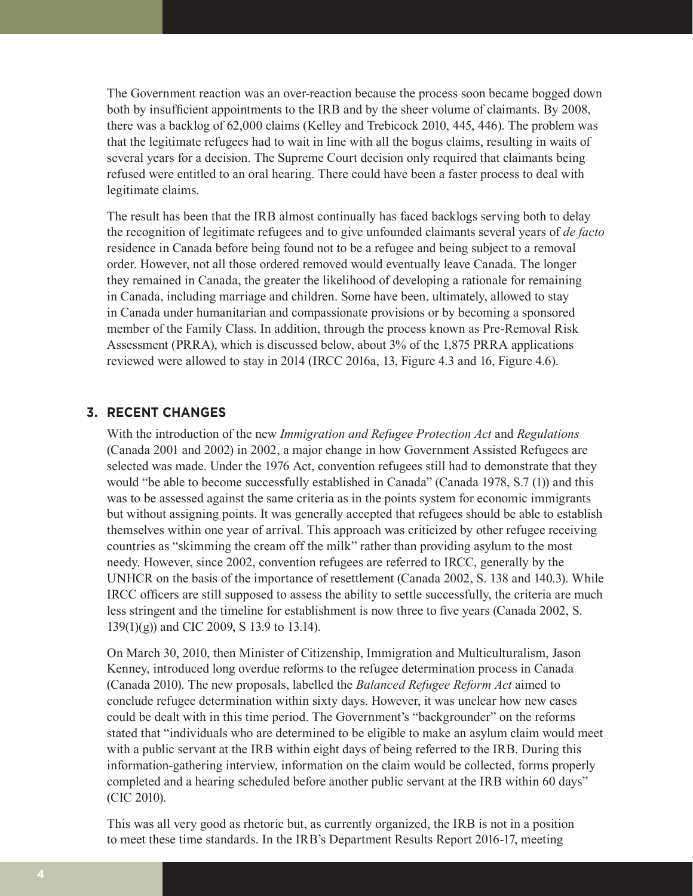The Government reaction was an over-reaction because the process soon became bogged down both by insufficient appointments to the IRB and by the sheer volume of claimants. By 2008, there was a backlog of 62,000 claims (Kelley and Trebicock 2010, 445, 446). The problem was that the legitimate refugees had to wait in line with all the bogus claims, resulting in waits of several years for a decision. The Supreme Court decision only required that claimants being refused were entitled to an oral hearing. There could have been a faster process to deal with legitimate claims.

The result has been that the IRB almost continually has faced backlogs serving both to delay the recognition of legitimate refugees and to give unfounded claimants several years of *de facto* residence in Canada before being found not to be a refugee and being subject to a removal order. However, not all those ordered removed would eventually leave Canada. The longer they remained in Canada, the greater the likelihood of developing a rationale for remaining in Canada, including marriage and children. Some have been, ultimately, allowed to stay in Canada under humanitarian and compassionate provisions or by becoming a sponsored member of the Family Class. In addition, through the process known as Pre-Removal Risk Assessment (PRRA), which is discussed below, about 3% of the 1,875 PRRA applications reviewed were allowed to stay in 2014 (IRCC 2016a, 13, Figure 4.3 and 16, Figure 4.6).

## 3. RECENT CHANGES

With the introduction of the new *Immigration and Refugee Protection Act* and *Regulations* (Canada 2001 and 2002) in 2002, a major change in how Government Assisted Refugees are selected was made. Under the 1976 Act, convention refugees still had to demonstrate that they would "be able to become successfully established in Canada" (Canada 1978, S.7 (1)) and this was to be assessed against the same criteria as in the points system for economic immigrants but without assigning points. It was generally accepted that refugees should be able to establish themselves within one year of arrival. This approach was criticized by other refugee receiving countries as "skimming the cream off the milk" rather than providing asylum to the most needy. However, since 2002, convention refugees are referred to IRCC, generally by the UNHCR on the basis of the importance of resettlement (Canada 2002, S. 138 and 140.3). While IRCC officers are still supposed to assess the ability to settle successfully, the criteria are much less stringent and the timeline for establishment is now three to five years (Canada 2002, S. 139(1)(g)) and CIC 2009, S 13.9 to 13.14).

On March 30, 2010, then Minister of Citizenship, Immigration and Multiculturalism, Jason Kenney, introduced long overdue reforms to the refugee determination process in Canada (Canada 2010). The new proposals, labelled the *Balanced Refugee Reform Act* aimed to conclude refugee determination within sixty days. However, it was unclear how new cases could be dealt with in this time period. The Government's "backgrounder" on the reforms stated that "individuals who are determined to be eligible to make an asylum claim would meet with a public servant at the IRB within eight days of being referred to the IRB. During this information-gathering interview, information on the claim would be collected, forms properly completed and a hearing scheduled before another public servant at the IRB within 60 days" (CIC 2010).

This was all very good as rhetoric but, as currently organized, the IRB is not in a position to meet these time standards. In the IRB's Department Results Report 2016-17, meeting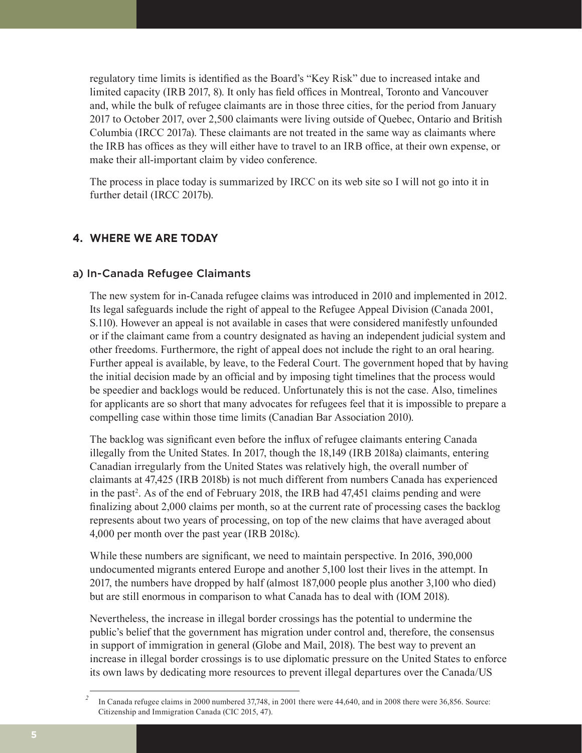regulatory time limits is identified as the Board's "Key Risk" due to increased intake and limited capacity (IRB 2017, 8). It only has field offices in Montreal, Toronto and Vancouver and, while the bulk of refugee claimants are in those three cities, for the period from January 2017 to October 2017, over 2,500 claimants were living outside of Quebec, Ontario and British Columbia (IRCC 2017a). These claimants are not treated in the same way as claimants where the IRB has offices as they will either have to travel to an IRB office, at their own expense, or make their all-important claim by video conference.

The process in place today is summarized by IRCC on its web site so I will not go into it in further detail (IRCC 2017b).

## 4. WHERE WE ARE TODAY

### a) In-Canada Refugee Claimants

The new system for in-Canada refugee claims was introduced in 2010 and implemented in 2012. Its legal safeguards include the right of appeal to the Refugee Appeal Division (Canada 2001, S.110). However an appeal is not available in cases that were considered manifestly unfounded or if the claimant came from a country designated as having an independent judicial system and other freedoms. Furthermore, the right of appeal does not include the right to an oral hearing. Further appeal is available, by leave, to the Federal Court. The government hoped that by having the initial decision made by an official and by imposing tight timelines that the process would be speedier and backlogs would be reduced. Unfortunately this is not the case. Also, timelines for applicants are so short that many advocates for refugees feel that it is impossible to prepare a compelling case within those time limits (Canadian Bar Association 2010).

The backlog was significant even before the influx of refugee claimants entering Canada illegally from the United States. In 2017, though the 18,149 (IRB 2018a) claimants, entering Canadian irregularly from the United States was relatively high, the overall number of claimants at 47,425 (IRB 2018b) is not much different from numbers Canada has experienced in the past[2]. As of the end of February 2018, the IRB had 47,451 claims pending and were finalizing about 2,000 claims per month, so at the current rate of processing cases the backlog represents about two years of processing, on top of the new claims that have averaged about 4,000 per month over the past year (IRB 2018c).

While these numbers are significant, we need to maintain perspective. In 2016, 390,000 undocumented migrants entered Europe and another 5,100 lost their lives in the attempt. In 2017, the numbers have dropped by half (almost 187,000 people plus another 3,100 who died) but are still enormous in comparison to what Canada has to deal with (IOM 2018).

Nevertheless, the increase in illegal border crossings has the potential to undermine the public's belief that the government has migration under control and, therefore, the consensus in support of immigration in general (Globe and Mail, 2018). The best way to prevent an increase in illegal border crossings is to use diplomatic pressure on the United States to enforce its own laws by dedicating more resources to prevent illegal departures over the Canada/US

[2] In Canada refugee claims in 2000 numbered 37,748, in 2001 there were 44,640, and in 2008 there were 36,856. Source: Citizenship and Immigration Canada (CIC 2015, 47).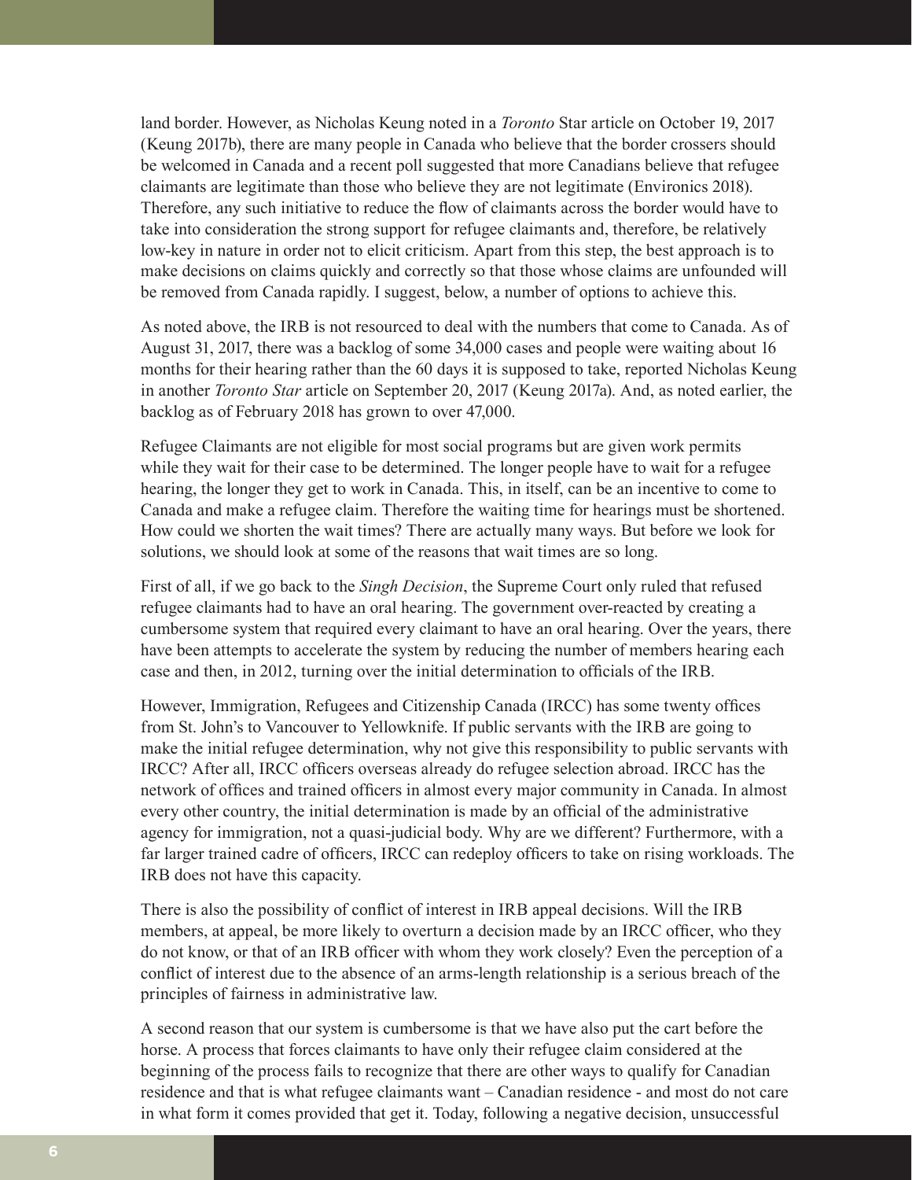land border. However, as Nicholas Keung noted in a *Toronto* Star article on October 19, 2017 (Keung 2017b), there are many people in Canada who believe that the border crossers should be welcomed in Canada and a recent poll suggested that more Canadians believe that refugee claimants are legitimate than those who believe they are not legitimate (Environics 2018). Therefore, any such initiative to reduce the flow of claimants across the border would have to take into consideration the strong support for refugee claimants and, therefore, be relatively low-key in nature in order not to elicit criticism. Apart from this step, the best approach is to make decisions on claims quickly and correctly so that those whose claims are unfounded will be removed from Canada rapidly. I suggest, below, a number of options to achieve this.

As noted above, the IRB is not resourced to deal with the numbers that come to Canada. As of August 31, 2017, there was a backlog of some 34,000 cases and people were waiting about 16 months for their hearing rather than the 60 days it is supposed to take, reported Nicholas Keung in another *Toronto Star* article on September 20, 2017 (Keung 2017a). And, as noted earlier, the backlog as of February 2018 has grown to over 47,000.

Refugee Claimants are not eligible for most social programs but are given work permits while they wait for their case to be determined. The longer people have to wait for a refugee hearing, the longer they get to work in Canada. This, in itself, can be an incentive to come to Canada and make a refugee claim. Therefore the waiting time for hearings must be shortened. How could we shorten the wait times? There are actually many ways. But before we look for solutions, we should look at some of the reasons that wait times are so long.

First of all, if we go back to the *Singh Decision*, the Supreme Court only ruled that refused refugee claimants had to have an oral hearing. The government over-reacted by creating a cumbersome system that required every claimant to have an oral hearing. Over the years, there have been attempts to accelerate the system by reducing the number of members hearing each case and then, in 2012, turning over the initial determination to officials of the IRB.

However, Immigration, Refugees and Citizenship Canada (IRCC) has some twenty offices from St. John's to Vancouver to Yellowknife. If public servants with the IRB are going to make the initial refugee determination, why not give this responsibility to public servants with IRCC? After all, IRCC officers overseas already do refugee selection abroad. IRCC has the network of offices and trained officers in almost every major community in Canada. In almost every other country, the initial determination is made by an official of the administrative agency for immigration, not a quasi-judicial body. Why are we different? Furthermore, with a far larger trained cadre of officers, IRCC can redeploy officers to take on rising workloads. The IRB does not have this capacity.

There is also the possibility of conflict of interest in IRB appeal decisions. Will the IRB members, at appeal, be more likely to overturn a decision made by an IRCC officer, who they do not know, or that of an IRB officer with whom they work closely? Even the perception of a conflict of interest due to the absence of an arms-length relationship is a serious breach of the principles of fairness in administrative law.

A second reason that our system is cumbersome is that we have also put the cart before the horse. A process that forces claimants to have only their refugee claim considered at the beginning of the process fails to recognize that there are other ways to qualify for Canadian residence and that is what refugee claimants want – Canadian residence - and most do not care in what form it comes provided that get it. Today, following a negative decision, unsuccessful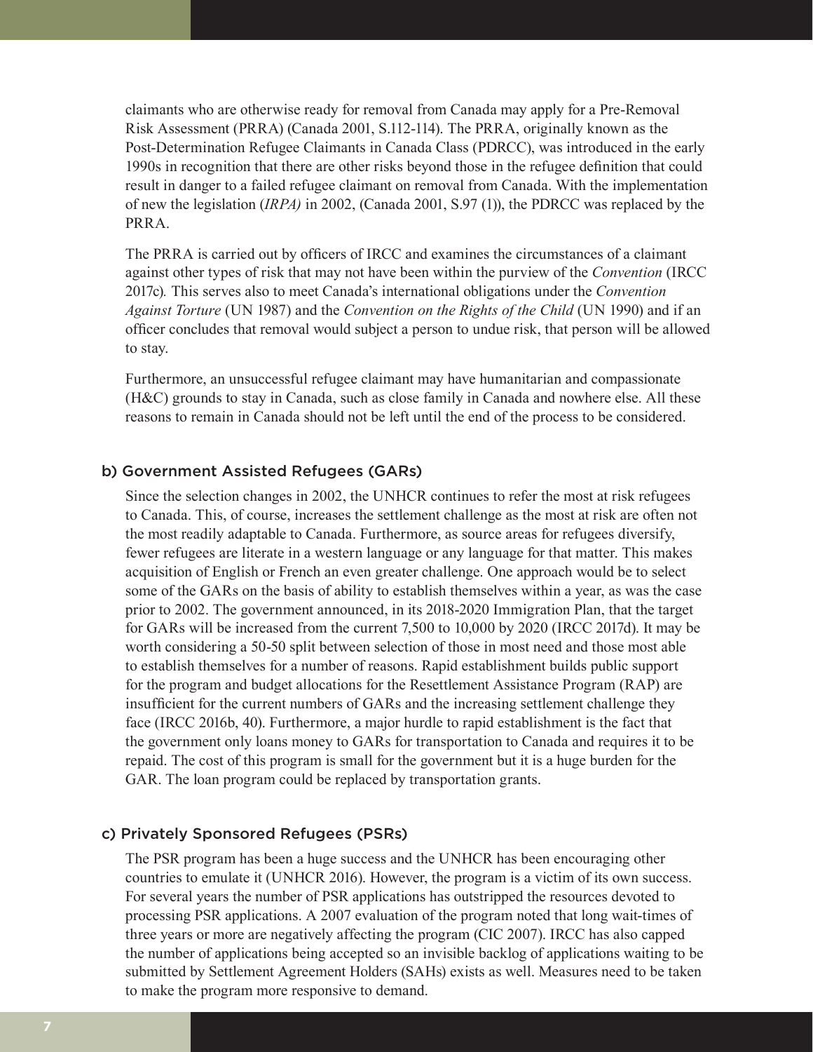claimants who are otherwise ready for removal from Canada may apply for a Pre-Removal Risk Assessment (PRRA) (Canada 2001, S.112-114). The PRRA, originally known as the Post-Determination Refugee Claimants in Canada Class (PDRCC), was introduced in the early 1990s in recognition that there are other risks beyond those in the refugee definition that could result in danger to a failed refugee claimant on removal from Canada. With the implementation of new the legislation (*IRPA)* in 2002, (Canada 2001, S.97 (1)), the PDRCC was replaced by the PRRA.

The PRRA is carried out by officers of IRCC and examines the circumstances of a claimant against other types of risk that may not have been within the purview of the *Convention* (IRCC 2017c)*.* This serves also to meet Canada's international obligations under the *Convention Against Torture* (UN 1987) and the *Convention on the Rights of the Child* (UN 1990) and if an officer concludes that removal would subject a person to undue risk, that person will be allowed to stay.

Furthermore, an unsuccessful refugee claimant may have humanitarian and compassionate (H&C) grounds to stay in Canada, such as close family in Canada and nowhere else. All these reasons to remain in Canada should not be left until the end of the process to be considered.

### b) Government Assisted Refugees (GARs)

Since the selection changes in 2002, the UNHCR continues to refer the most at risk refugees to Canada. This, of course, increases the settlement challenge as the most at risk are often not the most readily adaptable to Canada. Furthermore, as source areas for refugees diversify, fewer refugees are literate in a western language or any language for that matter. This makes acquisition of English or French an even greater challenge. One approach would be to select some of the GARs on the basis of ability to establish themselves within a year, as was the case prior to 2002. The government announced, in its 2018-2020 Immigration Plan, that the target for GARs will be increased from the current 7,500 to 10,000 by 2020 (IRCC 2017d). It may be worth considering a 50-50 split between selection of those in most need and those most able to establish themselves for a number of reasons. Rapid establishment builds public support for the program and budget allocations for the Resettlement Assistance Program (RAP) are insufficient for the current numbers of GARs and the increasing settlement challenge they face (IRCC 2016b, 40). Furthermore, a major hurdle to rapid establishment is the fact that the government only loans money to GARs for transportation to Canada and requires it to be repaid. The cost of this program is small for the government but it is a huge burden for the GAR. The loan program could be replaced by transportation grants.

### c) Privately Sponsored Refugees (PSRs)

The PSR program has been a huge success and the UNHCR has been encouraging other countries to emulate it (UNHCR 2016). However, the program is a victim of its own success. For several years the number of PSR applications has outstripped the resources devoted to processing PSR applications. A 2007 evaluation of the program noted that long wait-times of three years or more are negatively affecting the program (CIC 2007). IRCC has also capped the number of applications being accepted so an invisible backlog of applications waiting to be submitted by Settlement Agreement Holders (SAHs) exists as well. Measures need to be taken to make the program more responsive to demand.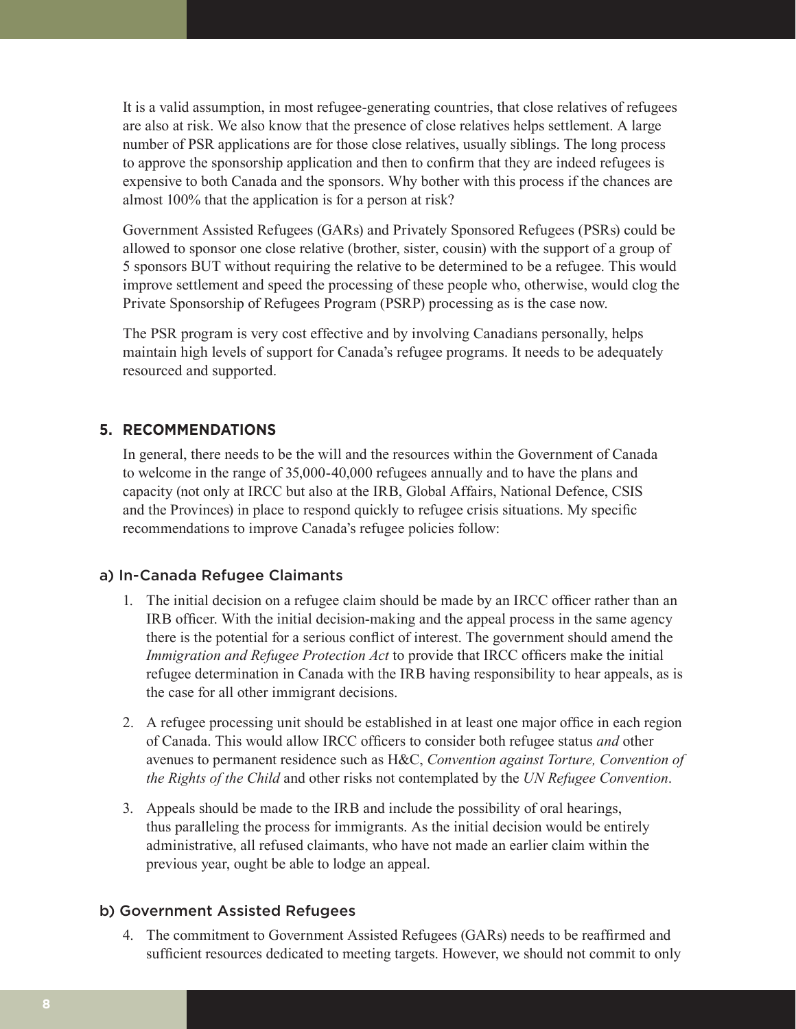It is a valid assumption, in most refugee-generating countries, that close relatives of refugees are also at risk. We also know that the presence of close relatives helps settlement. A large number of PSR applications are for those close relatives, usually siblings. The long process to approve the sponsorship application and then to confirm that they are indeed refugees is expensive to both Canada and the sponsors. Why bother with this process if the chances are almost 100% that the application is for a person at risk?

Government Assisted Refugees (GARs) and Privately Sponsored Refugees (PSRs) could be allowed to sponsor one close relative (brother, sister, cousin) with the support of a group of 5 sponsors BUT without requiring the relative to be determined to be a refugee. This would improve settlement and speed the processing of these people who, otherwise, would clog the Private Sponsorship of Refugees Program (PSRP) processing as is the case now.

The PSR program is very cost effective and by involving Canadians personally, helps maintain high levels of support for Canada's refugee programs. It needs to be adequately resourced and supported.

## 5. RECOMMENDATIONS

In general, there needs to be the will and the resources within the Government of Canada to welcome in the range of 35,000-40,000 refugees annually and to have the plans and capacity (not only at IRCC but also at the IRB, Global Affairs, National Defence, CSIS and the Provinces) in place to respond quickly to refugee crisis situations. My specific recommendations to improve Canada's refugee policies follow:

### a) In-Canada Refugee Claimants

1. The initial decision on a refugee claim should be made by an IRCC officer rather than an IRB officer. With the initial decision-making and the appeal process in the same agency there is the potential for a serious conflict of interest. The government should amend the *Immigration and Refugee Protection Act* to provide that IRCC officers make the initial refugee determination in Canada with the IRB having responsibility to hear appeals, as is the case for all other immigrant decisions.

2. A refugee processing unit should be established in at least one major office in each region of Canada. This would allow IRCC officers to consider both refugee status *and* other avenues to permanent residence such as H&C, *Convention against Torture, Convention of the Rights of the Child* and other risks not contemplated by the *UN Refugee Convention*.

3. Appeals should be made to the IRB and include the possibility of oral hearings, thus paralleling the process for immigrants. As the initial decision would be entirely administrative, all refused claimants, who have not made an earlier claim within the previous year, ought be able to lodge an appeal.

### b) Government Assisted Refugees

4. The commitment to Government Assisted Refugees (GARs) needs to be reaffirmed and sufficient resources dedicated to meeting targets. However, we should not commit to only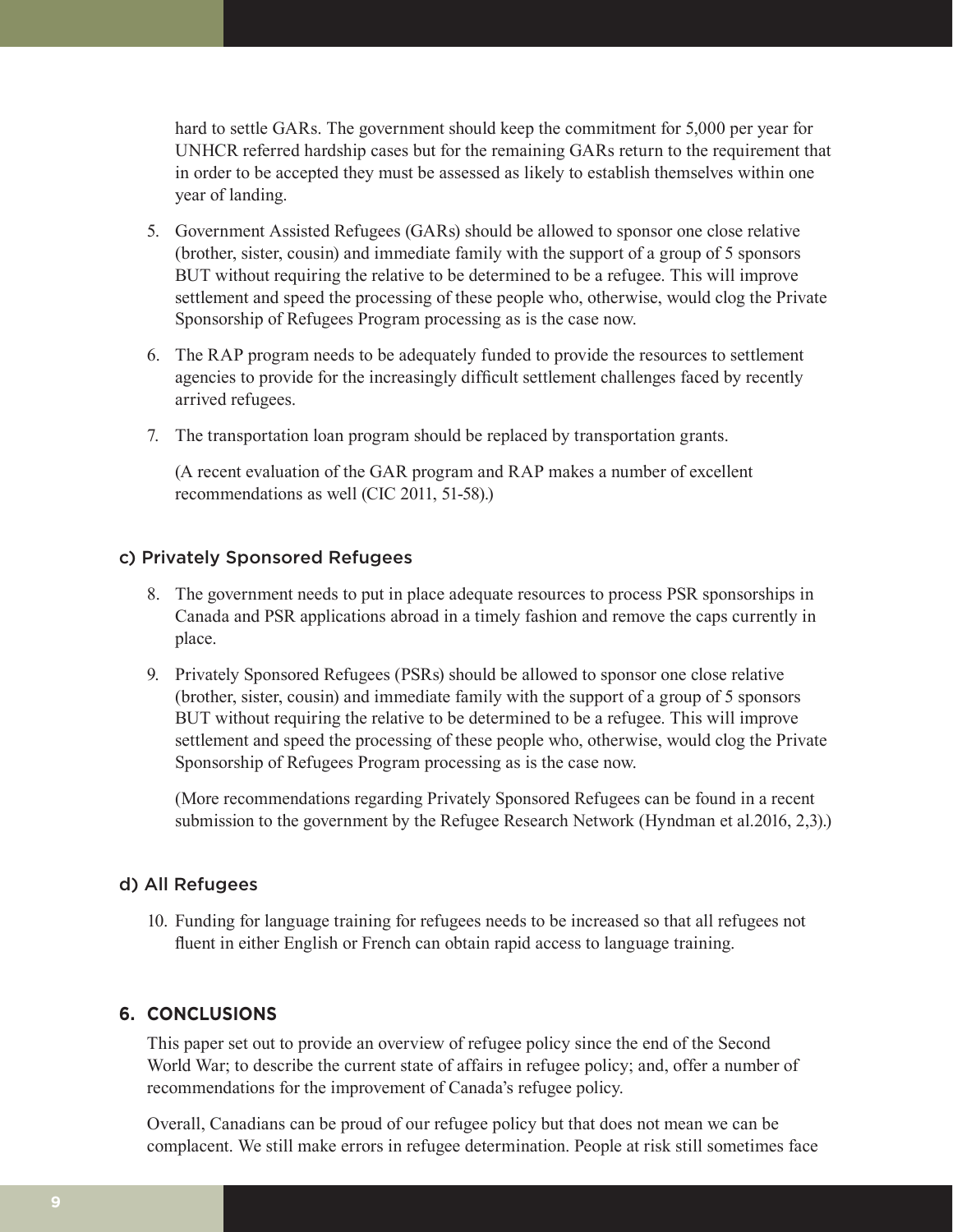hard to settle GARs. The government should keep the commitment for 5,000 per year for UNHCR referred hardship cases but for the remaining GARs return to the requirement that in order to be accepted they must be assessed as likely to establish themselves within one year of landing.

5. Government Assisted Refugees (GARs) should be allowed to sponsor one close relative (brother, sister, cousin) and immediate family with the support of a group of 5 sponsors BUT without requiring the relative to be determined to be a refugee. This will improve settlement and speed the processing of these people who, otherwise, would clog the Private Sponsorship of Refugees Program processing as is the case now.

6. The RAP program needs to be adequately funded to provide the resources to settlement agencies to provide for the increasingly difficult settlement challenges faced by recently arrived refugees.

7. The transportation loan program should be replaced by transportation grants.

   (A recent evaluation of the GAR program and RAP makes a number of excellent recommendations as well (CIC 2011, 51-58).)

### c) Privately Sponsored Refugees

8. The government needs to put in place adequate resources to process PSR sponsorships in Canada and PSR applications abroad in a timely fashion and remove the caps currently in place.

9. Privately Sponsored Refugees (PSRs) should be allowed to sponsor one close relative (brother, sister, cousin) and immediate family with the support of a group of 5 sponsors BUT without requiring the relative to be determined to be a refugee. This will improve settlement and speed the processing of these people who, otherwise, would clog the Private Sponsorship of Refugees Program processing as is the case now.

   (More recommendations regarding Privately Sponsored Refugees can be found in a recent submission to the government by the Refugee Research Network (Hyndman et al.2016, 2,3).)

### d) All Refugees

10. Funding for language training for refugees needs to be increased so that all refugees not fluent in either English or French can obtain rapid access to language training.

## 6. CONCLUSIONS

This paper set out to provide an overview of refugee policy since the end of the Second World War; to describe the current state of affairs in refugee policy; and, offer a number of recommendations for the improvement of Canada's refugee policy.

Overall, Canadians can be proud of our refugee policy but that does not mean we can be complacent. We still make errors in refugee determination. People at risk still sometimes face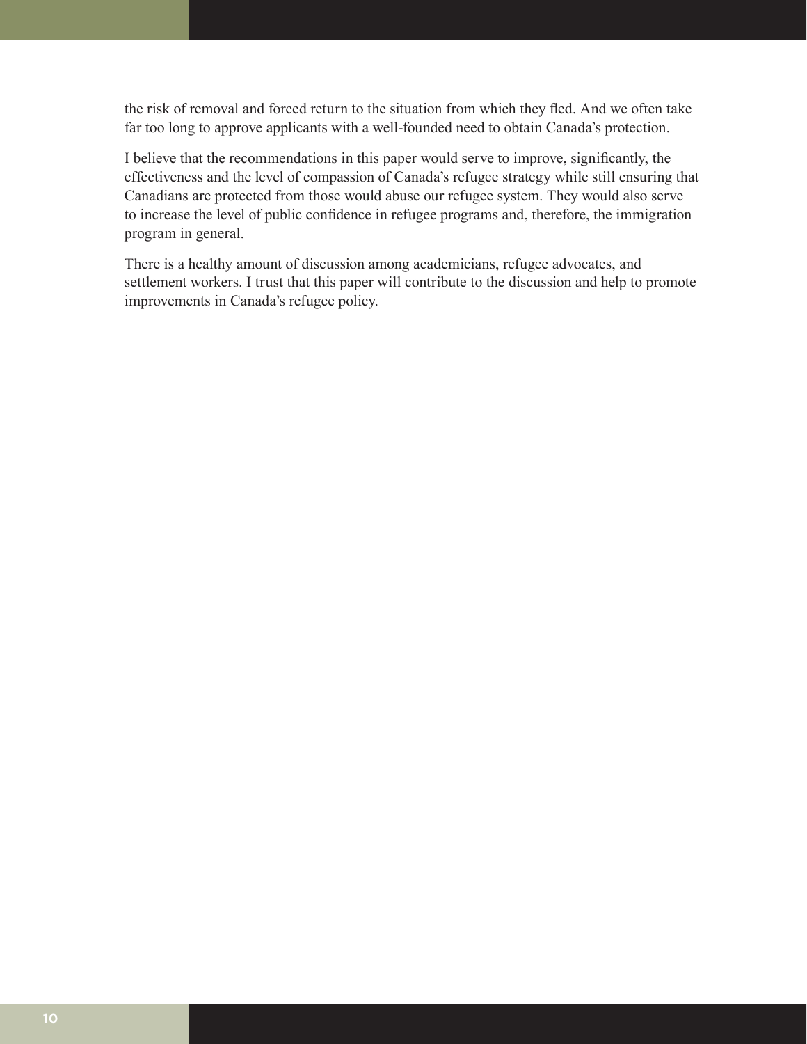the risk of removal and forced return to the situation from which they fled. And we often take far too long to approve applicants with a well-founded need to obtain Canada's protection.

I believe that the recommendations in this paper would serve to improve, significantly, the effectiveness and the level of compassion of Canada's refugee strategy while still ensuring that Canadians are protected from those would abuse our refugee system. They would also serve to increase the level of public confidence in refugee programs and, therefore, the immigration program in general.

There is a healthy amount of discussion among academicians, refugee advocates, and settlement workers. I trust that this paper will contribute to the discussion and help to promote improvements in Canada's refugee policy.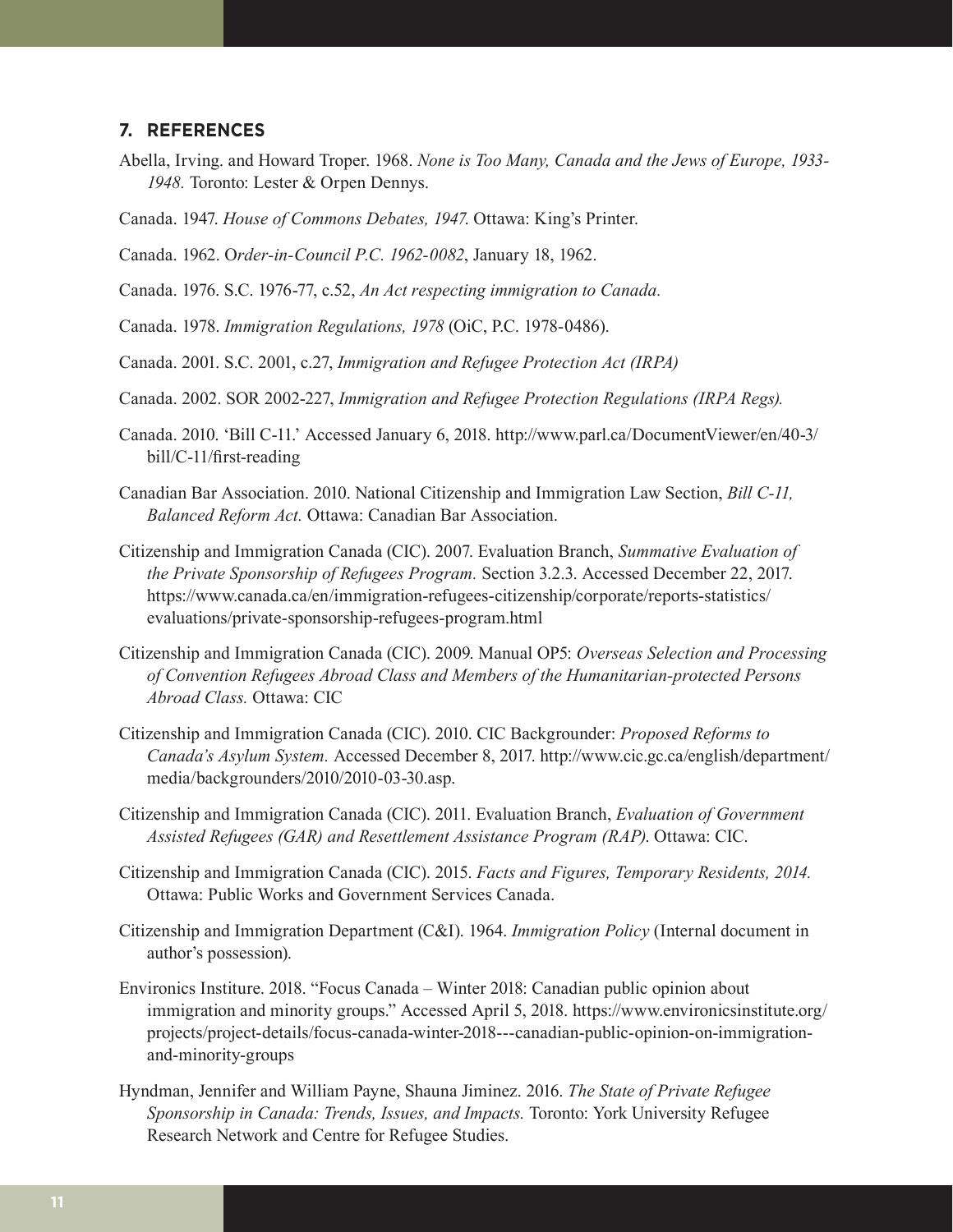## 7. REFERENCES

Abella, Irving. and Howard Troper. 1968. *None is Too Many, Canada and the Jews of Europe, 1933-1948.* Toronto: Lester & Orpen Dennys.

Canada. 1947. *House of Commons Debates, 1947*. Ottawa: King's Printer.

Canada. 1962. O*rder-in-Council P.C. 1962-0082*, January 18, 1962.

Canada. 1976. S.C. 1976-77, c.52, *An Act respecting immigration to Canada.*

Canada. 1978. *Immigration Regulations, 1978* (OiC, P.C. 1978-0486).

Canada. 2001. S.C. 2001, c.27, *Immigration and Refugee Protection Act (IRPA)*

Canada. 2002. SOR 2002-227, *Immigration and Refugee Protection Regulations (IRPA Regs).*

Canada. 2010. 'Bill C-11.' Accessed January 6, 2018. http://www.parl.ca/DocumentViewer/en/40-3/bill/C-11/first-reading

Canadian Bar Association. 2010. National Citizenship and Immigration Law Section, *Bill C-11, Balanced Reform Act.* Ottawa: Canadian Bar Association.

Citizenship and Immigration Canada (CIC). 2007. Evaluation Branch, *Summative Evaluation of the Private Sponsorship of Refugees Program.* Section 3.2.3. Accessed December 22, 2017. https://www.canada.ca/en/immigration-refugees-citizenship/corporate/reports-statistics/evaluations/private-sponsorship-refugees-program.html

Citizenship and Immigration Canada (CIC). 2009. Manual OP5: *Overseas Selection and Processing of Convention Refugees Abroad Class and Members of the Humanitarian-protected Persons Abroad Class.* Ottawa: CIC

Citizenship and Immigration Canada (CIC). 2010. CIC Backgrounder: *Proposed Reforms to Canada's Asylum System.* Accessed December 8, 2017. http://www.cic.gc.ca/english/department/media/backgrounders/2010/2010-03-30.asp.

Citizenship and Immigration Canada (CIC). 2011. Evaluation Branch, *Evaluation of Government Assisted Refugees (GAR) and Resettlement Assistance Program (RAP).* Ottawa: CIC.

Citizenship and Immigration Canada (CIC). 2015. *Facts and Figures, Temporary Residents, 2014.* Ottawa: Public Works and Government Services Canada.

Citizenship and Immigration Department (C&I). 1964. *Immigration Policy* (Internal document in author's possession).

Environics Institure. 2018. "Focus Canada – Winter 2018: Canadian public opinion about immigration and minority groups." Accessed April 5, 2018. https://www.environicsinstitute.org/projects/project-details/focus-canada-winter-2018---canadian-public-opinion-on-immigration-and-minority-groups

Hyndman, Jennifer and William Payne, Shauna Jiminez. 2016. *The State of Private Refugee Sponsorship in Canada: Trends, Issues, and Impacts.* Toronto: York University Refugee Research Network and Centre for Refugee Studies.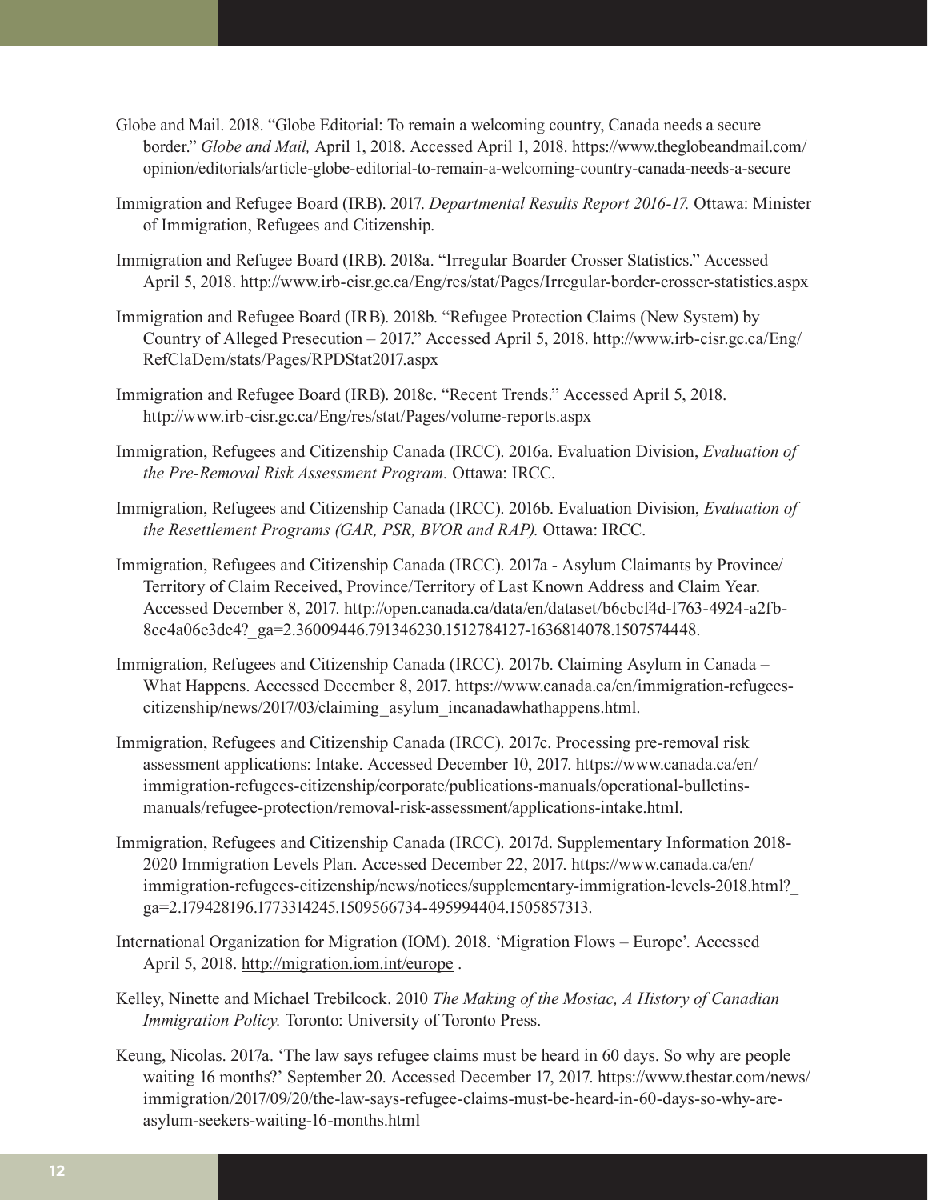Globe and Mail. 2018. "Globe Editorial: To remain a welcoming country, Canada needs a secure border." *Globe and Mail,* April 1, 2018. Accessed April 1, 2018. https://www.theglobeandmail.com/opinion/editorials/article-globe-editorial-to-remain-a-welcoming-country-canada-needs-a-secure

Immigration and Refugee Board (IRB). 2017. *Departmental Results Report 2016-17.* Ottawa: Minister of Immigration, Refugees and Citizenship.

Immigration and Refugee Board (IRB). 2018a. "Irregular Boarder Crosser Statistics." Accessed April 5, 2018. http://www.irb-cisr.gc.ca/Eng/res/stat/Pages/Irregular-border-crosser-statistics.aspx

Immigration and Refugee Board (IRB). 2018b. "Refugee Protection Claims (New System) by Country of Alleged Presecution – 2017." Accessed April 5, 2018. http://www.irb-cisr.gc.ca/Eng/RefClaDem/stats/Pages/RPDStat2017.aspx

Immigration and Refugee Board (IRB). 2018c. "Recent Trends." Accessed April 5, 2018. http://www.irb-cisr.gc.ca/Eng/res/stat/Pages/volume-reports.aspx

Immigration, Refugees and Citizenship Canada (IRCC). 2016a. Evaluation Division, *Evaluation of the Pre-Removal Risk Assessment Program.* Ottawa: IRCC.

Immigration, Refugees and Citizenship Canada (IRCC). 2016b. Evaluation Division, *Evaluation of the Resettlement Programs (GAR, PSR, BVOR and RAP).* Ottawa: IRCC.

Immigration, Refugees and Citizenship Canada (IRCC). 2017a - Asylum Claimants by Province/Territory of Claim Received, Province/Territory of Last Known Address and Claim Year. Accessed December 8, 2017. http://open.canada.ca/data/en/dataset/b6cbcf4d-f763-4924-a2fb-8cc4a06e3de4?_ga=2.36009446.791346230.1512784127-1636814078.1507574448.

Immigration, Refugees and Citizenship Canada (IRCC). 2017b. Claiming Asylum in Canada – What Happens. Accessed December 8, 2017. https://www.canada.ca/en/immigration-refugees-citizenship/news/2017/03/claiming_asylum_incanadawhathappens.html.

Immigration, Refugees and Citizenship Canada (IRCC). 2017c. Processing pre-removal risk assessment applications: Intake. Accessed December 10, 2017. https://www.canada.ca/en/immigration-refugees-citizenship/corporate/publications-manuals/operational-bulletins-manuals/refugee-protection/removal-risk-assessment/applications-intake.html.

Immigration, Refugees and Citizenship Canada (IRCC). 2017d. Supplementary Information 2018-2020 Immigration Levels Plan. Accessed December 22, 2017. https://www.canada.ca/en/immigration-refugees-citizenship/news/notices/supplementary-immigration-levels-2018.html?_ga=2.179428196.1773314245.1509566734-495994404.1505857313.

International Organization for Migration (IOM). 2018. 'Migration Flows – Europe'. Accessed April 5, 2018. http://migration.iom.int/europe .

Kelley, Ninette and Michael Trebilcock. 2010 *The Making of the Mosiac, A History of Canadian Immigration Policy.* Toronto: University of Toronto Press.

Keung, Nicolas. 2017a. 'The law says refugee claims must be heard in 60 days. So why are people waiting 16 months?' September 20. Accessed December 17, 2017. https://www.thestar.com/news/immigration/2017/09/20/the-law-says-refugee-claims-must-be-heard-in-60-days-so-why-are-asylum-seekers-waiting-16-months.html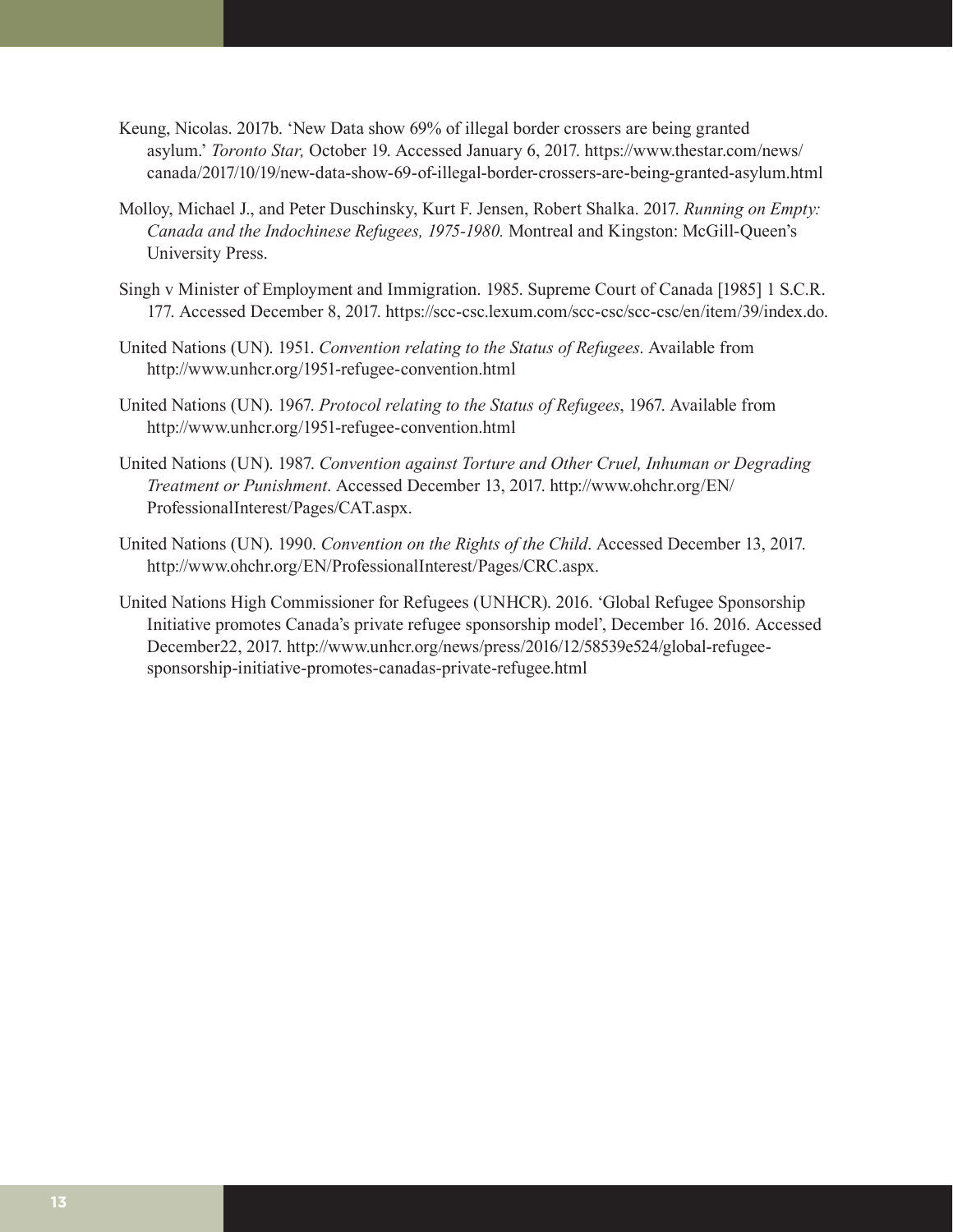Keung, Nicolas. 2017b. 'New Data show 69% of illegal border crossers are being granted asylum.' *Toronto Star,* October 19. Accessed January 6, 2017. https://www.thestar.com/news/canada/2017/10/19/new-data-show-69-of-illegal-border-crossers-are-being-granted-asylum.html

Molloy, Michael J., and Peter Duschinsky, Kurt F. Jensen, Robert Shalka. 2017. *Running on Empty: Canada and the Indochinese Refugees, 1975-1980.* Montreal and Kingston: McGill-Queen's University Press.

Singh v Minister of Employment and Immigration. 1985. Supreme Court of Canada [1985] 1 S.C.R. 177. Accessed December 8, 2017. https://scc-csc.lexum.com/scc-csc/scc-csc/en/item/39/index.do.

United Nations (UN). 1951. *Convention relating to the Status of Refugees*. Available from http://www.unhcr.org/1951-refugee-convention.html

United Nations (UN). 1967. *Protocol relating to the Status of Refugees*, 1967. Available from http://www.unhcr.org/1951-refugee-convention.html

United Nations (UN). 1987. *Convention against Torture and Other Cruel, Inhuman or Degrading Treatment or Punishment*. Accessed December 13, 2017. http://www.ohchr.org/EN/ProfessionalInterest/Pages/CAT.aspx.

United Nations (UN). 1990. *Convention on the Rights of the Child*. Accessed December 13, 2017. http://www.ohchr.org/EN/ProfessionalInterest/Pages/CRC.aspx.

United Nations High Commissioner for Refugees (UNHCR). 2016. 'Global Refugee Sponsorship Initiative promotes Canada's private refugee sponsorship model', December 16. 2016. Accessed December22, 2017. http://www.unhcr.org/news/press/2016/12/58539e524/global-refugee-sponsorship-initiative-promotes-canadas-private-refugee.html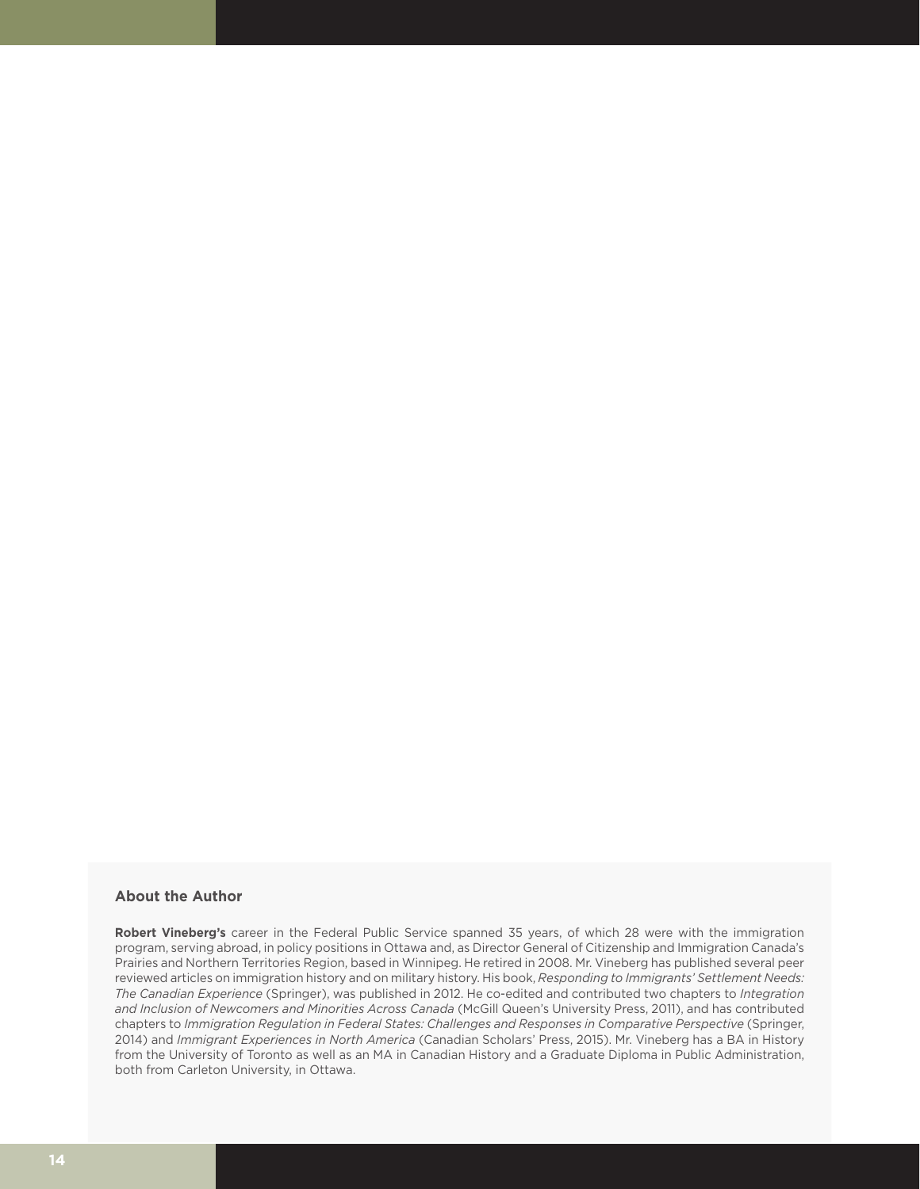## About the Author

**Robert Vineberg's** career in the Federal Public Service spanned 35 years, of which 28 were with the immigration program, serving abroad, in policy positions in Ottawa and, as Director General of Citizenship and Immigration Canada's Prairies and Northern Territories Region, based in Winnipeg. He retired in 2008. Mr. Vineberg has published several peer reviewed articles on immigration history and on military history. His book, *Responding to Immigrants' Settlement Needs: The Canadian Experience* (Springer), was published in 2012. He co-edited and contributed two chapters to *Integration and Inclusion of Newcomers and Minorities Across Canada* (McGill Queen's University Press, 2011), and has contributed chapters to *Immigration Regulation in Federal States: Challenges and Responses in Comparative Perspective* (Springer, 2014) and *Immigrant Experiences in North America* (Canadian Scholars' Press, 2015). Mr. Vineberg has a BA in History from the University of Toronto as well as an MA in Canadian History and a Graduate Diploma in Public Administration, both from Carleton University, in Ottawa.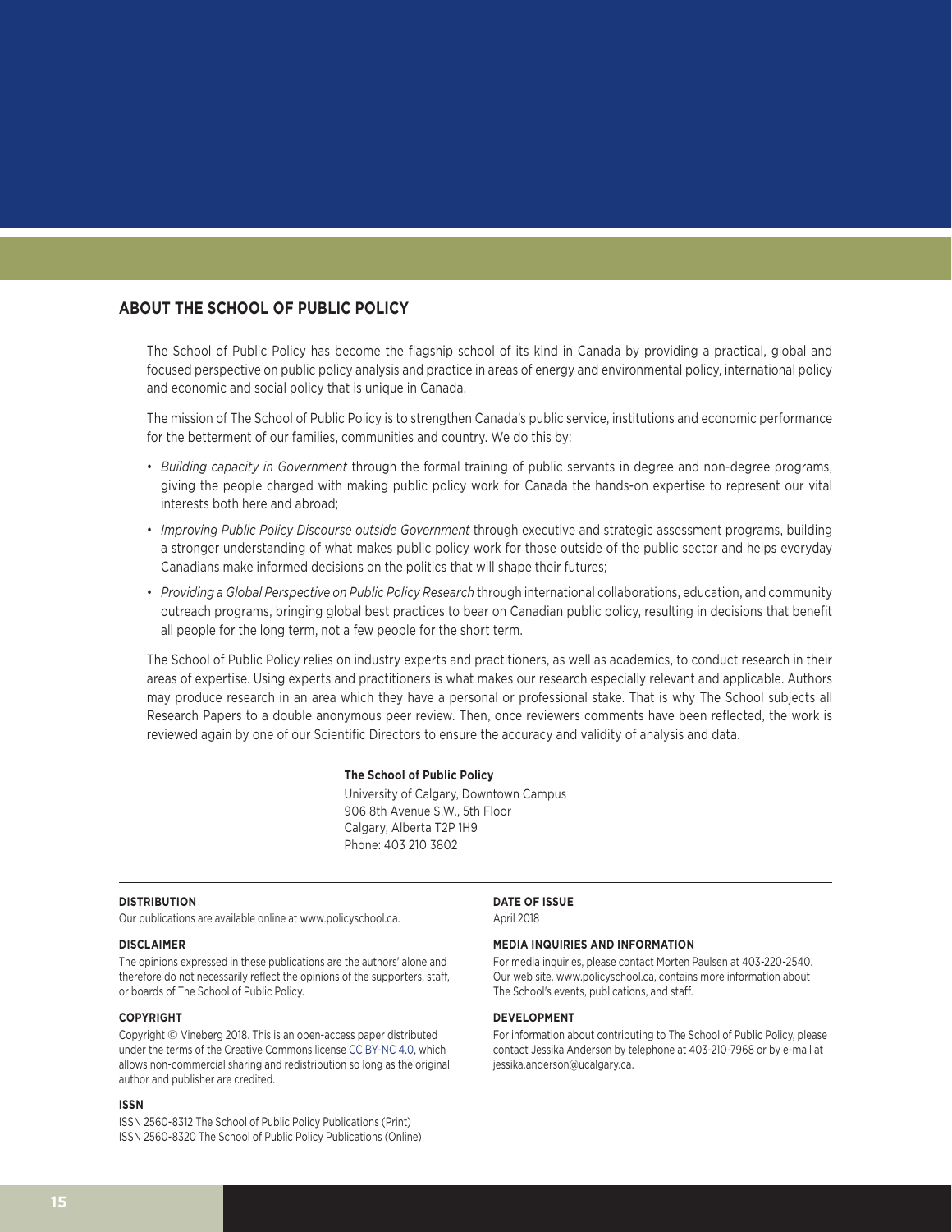## ABOUT THE SCHOOL OF PUBLIC POLICY

The School of Public Policy has become the flagship school of its kind in Canada by providing a practical, global and focused perspective on public policy analysis and practice in areas of energy and environmental policy, international policy and economic and social policy that is unique in Canada.

The mission of The School of Public Policy is to strengthen Canada's public service, institutions and economic performance for the betterment of our families, communities and country. We do this by:

- *Building capacity in Government* through the formal training of public servants in degree and non-degree programs, giving the people charged with making public policy work for Canada the hands-on expertise to represent our vital interests both here and abroad;
- *Improving Public Policy Discourse outside Government* through executive and strategic assessment programs, building a stronger understanding of what makes public policy work for those outside of the public sector and helps everyday Canadians make informed decisions on the politics that will shape their futures;
- *Providing a Global Perspective on Public Policy Research* through international collaborations, education, and community outreach programs, bringing global best practices to bear on Canadian public policy, resulting in decisions that benefit all people for the long term, not a few people for the short term.

The School of Public Policy relies on industry experts and practitioners, as well as academics, to conduct research in their areas of expertise. Using experts and practitioners is what makes our research especially relevant and applicable. Authors may produce research in an area which they have a personal or professional stake. That is why The School subjects all Research Papers to a double anonymous peer review. Then, once reviewers comments have been reflected, the work is reviewed again by one of our Scientific Directors to ensure the accuracy and validity of analysis and data.

**The School of Public Policy**
University of Calgary, Downtown Campus
906 8th Avenue S.W., 5th Floor
Calgary, Alberta T2P 1H9
Phone: 403 210 3802

**DISTRIBUTION**
Our publications are available online at www.policyschool.ca.

**DISCLAIMER**
The opinions expressed in these publications are the authors' alone and therefore do not necessarily reflect the opinions of the supporters, staff, or boards of The School of Public Policy.

**COPYRIGHT**
Copyright © Vineberg 2018. This is an open-access paper distributed under the terms of the Creative Commons license CC BY-NC 4.0, which allows non-commercial sharing and redistribution so long as the original author and publisher are credited.

**ISSN**
ISSN 2560-8312 The School of Public Policy Publications (Print)
ISSN 2560-8320 The School of Public Policy Publications (Online)

**DATE OF ISSUE**
April 2018

**MEDIA INQUIRIES AND INFORMATION**
For media inquiries, please contact Morten Paulsen at 403-220-2540. Our web site, www.policyschool.ca, contains more information about The School's events, publications, and staff.

**DEVELOPMENT**
For information about contributing to The School of Public Policy, please contact Jessika Anderson by telephone at 403-210-7968 or by e-mail at jessika.anderson@ucalgary.ca.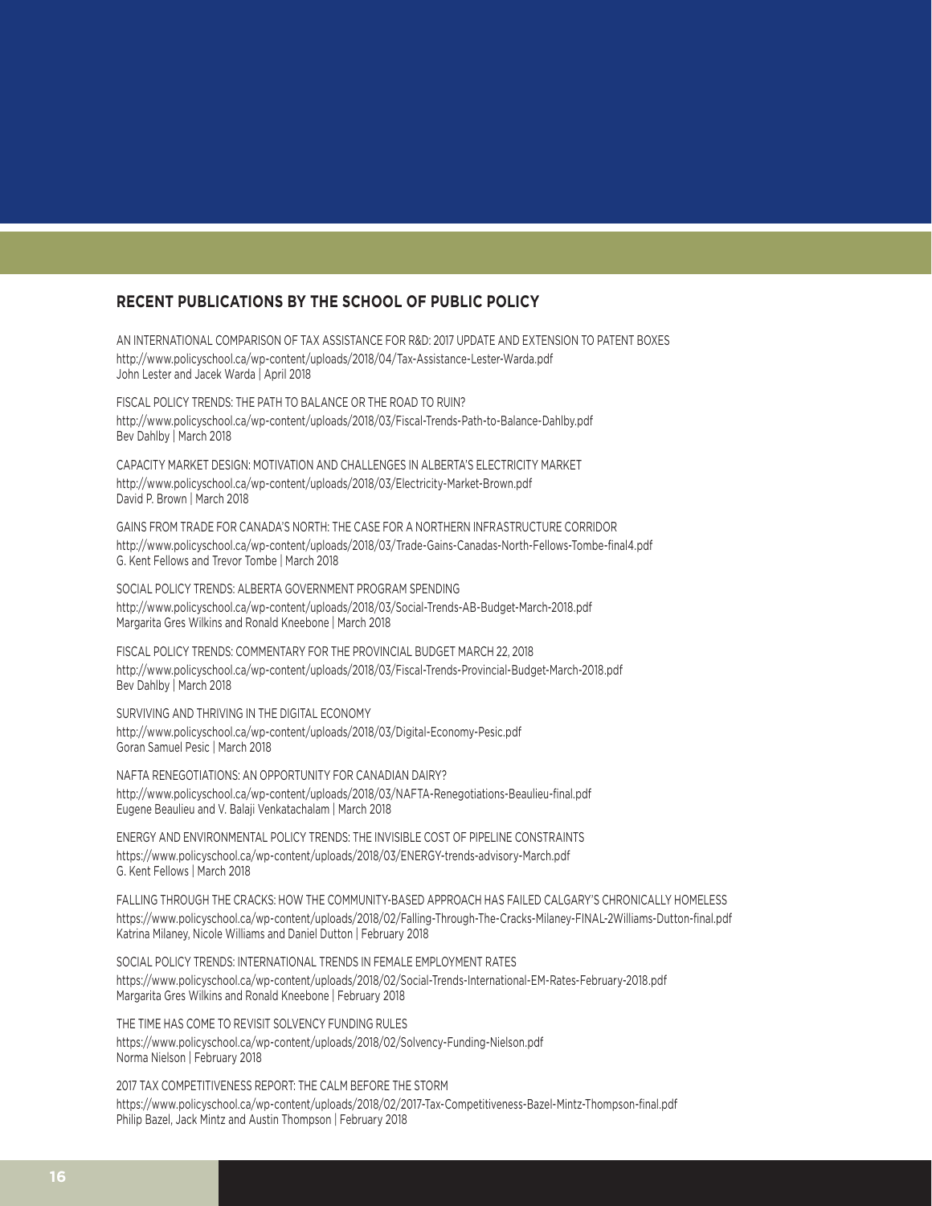## RECENT PUBLICATIONS BY THE SCHOOL OF PUBLIC POLICY

AN INTERNATIONAL COMPARISON OF TAX ASSISTANCE FOR R&D: 2017 UPDATE AND EXTENSION TO PATENT BOXES
http://www.policyschool.ca/wp-content/uploads/2018/04/Tax-Assistance-Lester-Warda.pdf
John Lester and Jacek Warda | April 2018

FISCAL POLICY TRENDS: THE PATH TO BALANCE OR THE ROAD TO RUIN?
http://www.policyschool.ca/wp-content/uploads/2018/03/Fiscal-Trends-Path-to-Balance-Dahlby.pdf
Bev Dahlby | March 2018

CAPACITY MARKET DESIGN: MOTIVATION AND CHALLENGES IN ALBERTA'S ELECTRICITY MARKET
http://www.policyschool.ca/wp-content/uploads/2018/03/Electricity-Market-Brown.pdf
David P. Brown | March 2018

GAINS FROM TRADE FOR CANADA'S NORTH: THE CASE FOR A NORTHERN INFRASTRUCTURE CORRIDOR
http://www.policyschool.ca/wp-content/uploads/2018/03/Trade-Gains-Canadas-North-Fellows-Tombe-final4.pdf
G. Kent Fellows and Trevor Tombe | March 2018

SOCIAL POLICY TRENDS: ALBERTA GOVERNMENT PROGRAM SPENDING
http://www.policyschool.ca/wp-content/uploads/2018/03/Social-Trends-AB-Budget-March-2018.pdf
Margarita Gres Wilkins and Ronald Kneebone | March 2018

FISCAL POLICY TRENDS: COMMENTARY FOR THE PROVINCIAL BUDGET MARCH 22, 2018
http://www.policyschool.ca/wp-content/uploads/2018/03/Fiscal-Trends-Provincial-Budget-March-2018.pdf
Bev Dahlby | March 2018

SURVIVING AND THRIVING IN THE DIGITAL ECONOMY
http://www.policyschool.ca/wp-content/uploads/2018/03/Digital-Economy-Pesic.pdf
Goran Samuel Pesic | March 2018

NAFTA RENEGOTIATIONS: AN OPPORTUNITY FOR CANADIAN DAIRY?
http://www.policyschool.ca/wp-content/uploads/2018/03/NAFTA-Renegotiations-Beaulieu-final.pdf
Eugene Beaulieu and V. Balaji Venkatachalam | March 2018

ENERGY AND ENVIRONMENTAL POLICY TRENDS: THE INVISIBLE COST OF PIPELINE CONSTRAINTS
https://www.policyschool.ca/wp-content/uploads/2018/03/ENERGY-trends-advisory-March.pdf
G. Kent Fellows | March 2018

FALLING THROUGH THE CRACKS: HOW THE COMMUNITY-BASED APPROACH HAS FAILED CALGARY'S CHRONICALLY HOMELESS
https://www.policyschool.ca/wp-content/uploads/2018/02/Falling-Through-The-Cracks-Milaney-FINAL-2Williams-Dutton-final.pdf
Katrina Milaney, Nicole Williams and Daniel Dutton | February 2018

SOCIAL POLICY TRENDS: INTERNATIONAL TRENDS IN FEMALE EMPLOYMENT RATES
https://www.policyschool.ca/wp-content/uploads/2018/02/Social-Trends-International-EM-Rates-February-2018.pdf
Margarita Gres Wilkins and Ronald Kneebone | February 2018

THE TIME HAS COME TO REVISIT SOLVENCY FUNDING RULES
https://www.policyschool.ca/wp-content/uploads/2018/02/Solvency-Funding-Nielson.pdf
Norma Nielson | February 2018

2017 TAX COMPETITIVENESS REPORT: THE CALM BEFORE THE STORM
https://www.policyschool.ca/wp-content/uploads/2018/02/2017-Tax-Competitiveness-Bazel-Mintz-Thompson-final.pdf
Philip Bazel, Jack Mintz and Austin Thompson | February 2018